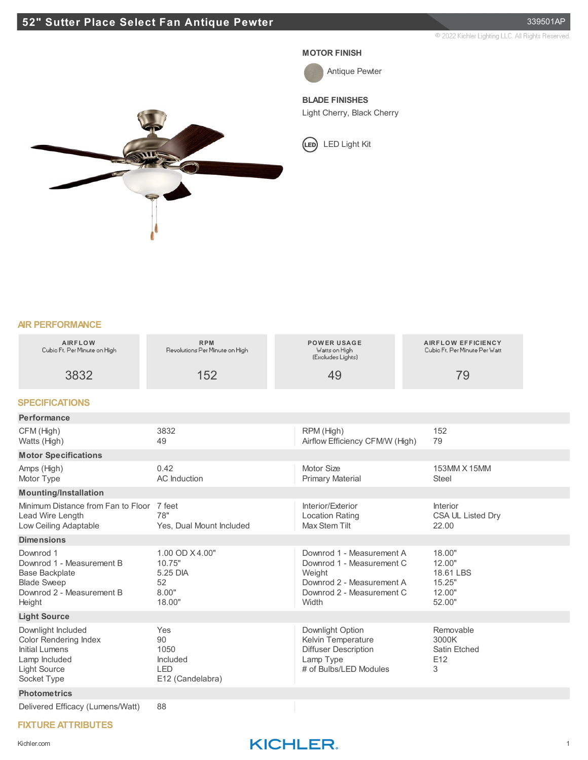# 52" Sutter Place Select Fan Antique Pewter

339501AP

© 2022 Kichler Lighting LLC. All Rights Reserved.

**MOTOR FINISH**

Antique Pewter

**BLADE FINISHES**

Light Cherry, Black Cherry

LED Light Kit

## AIR PERFORMANCE

| AIRFLOW<br>Cubic Ft. Per Minute on High | RPM<br>Revolutions Per Minute on High | POWER USAGE<br>Watts on High<br>(Excludes Lights) | AIRFLOW EFFICIENCY<br>Cubic Ft. Per Minute Per Watt |
|---|---|---|---|
| 3832 | 152 | 49 | 79 |

## SPECIFICATIONS

### Performance

| | | | |
|---|---|---|---|
| CFM (High) | 3832 | RPM (High) | 152 |
| Watts (High) | 49 | Airflow Efficiency CFM/W (High) | 79 |

### Motor Specifications

| | | | |
|---|---|---|---|
| Amps (High) | 0.42 | Motor Size | 153MM X 15MM |
| Motor Type | AC Induction | Primary Material | Steel |

### Mounting/Installation

| | | | |
|---|---|---|---|
| Minimum Distance from Fan to Floor | 7 feet | Interior/Exterior | Interior |
| Lead Wire Length | 78" | Location Rating | CSA UL Listed Dry |
| Low Ceiling Adaptable | Yes, Dual Mount Included | Max Stem Tilt | 22.00 |

### Dimensions

| | | | |
|---|---|---|---|
| Downrod 1 | 1.00 OD X 4.00" | Downrod 1 - Measurement A | 18.00" |
| Downrod 1 - Measurement B | 10.75" | Downrod 1 - Measurement C | 12.00" |
| Base Backplate | 5.25 DIA | Weight | 18.61 LBS |
| Blade Sweep | 52 | Downrod 2 - Measurement A | 15.25" |
| Downrod 2 - Measurement B | 8.00" | Downrod 2 - Measurement C | 12.00" |
| Height | 18.00" | Width | 52.00" |

### Light Source

| | | | |
|---|---|---|---|
| Downlight Included | Yes | Downlight Option | Removable |
| Color Rendering Index | 90 | Kelvin Temperature | 3000K |
| Initial Lumens | 1050 | Diffuser Description | Satin Etched |
| Lamp Included | Included | Lamp Type | E12 |
| Light Source | LED | # of Bulbs/LED Modules | 3 |
| Socket Type | E12 (Candelabra) | | |

### Photometrics

| | |
|---|---|
| Delivered Efficacy (Lumens/Watt) | 88 |

## FIXTURE ATTRIBUTES

Kichler.com

KICHLER.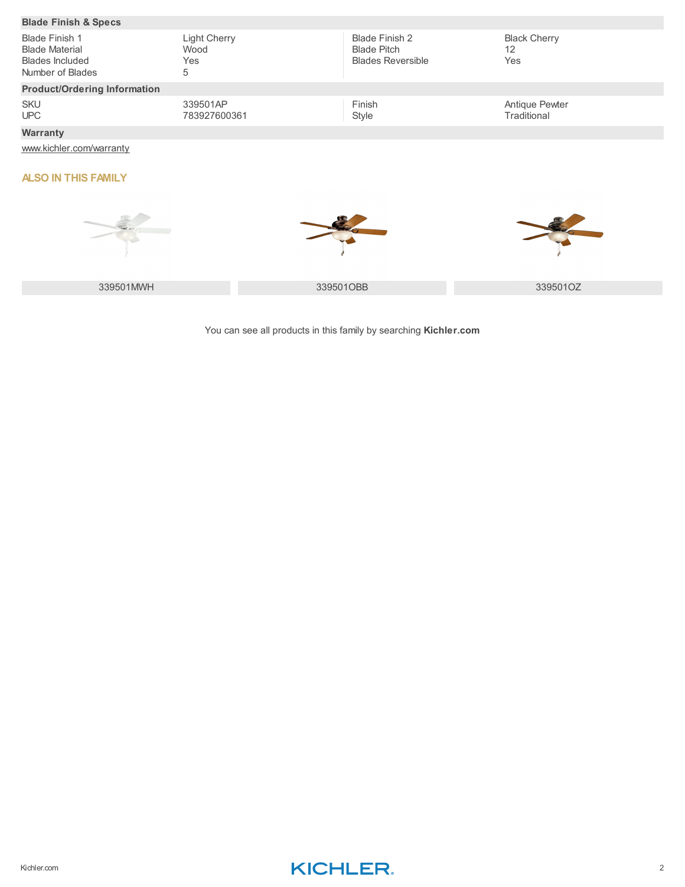## Blade Finish & Specs

| | | | |
|---|---|---|---|
| Blade Finish 1 | Light Cherry | Blade Finish 2 | Black Cherry |
| Blade Material | Wood | Blade Pitch | 12 |
| Blades Included | Yes | Blades Reversible | Yes |
| Number of Blades | 5 | | |

## Product/Ordering Information

| | | | |
|---|---|---|---|
| SKU | 339501AP | Finish | Antique Pewter |
| UPC | 783927600361 | Style | Traditional |

## Warranty

www.kichler.com/warranty

## ALSO IN THIS FAMILY

339501MWH

339501OBB

339501OZ

You can see all products in this family by searching **Kichler.com**